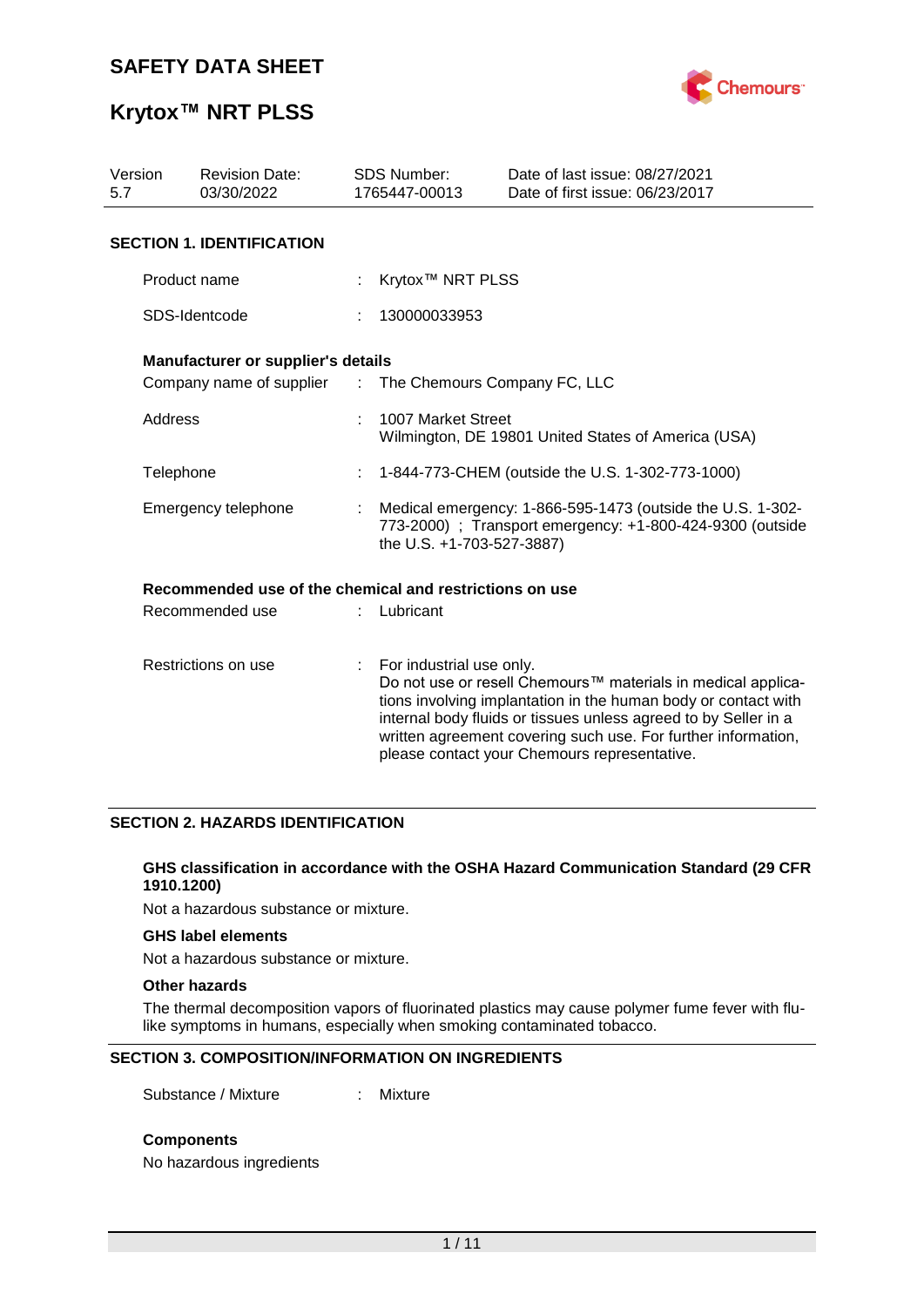# SAFETY DATA SHEET

# Krytox™ NRT PLSS

| Version | Revision Date: | SDS Number: | Date of last issue: 08/27/2021 |
|---|---|---|---|
| 5.7 | 03/30/2022 | 1765447-00013 | Date of first issue: 06/23/2017 |

## SECTION 1. IDENTIFICATION

Product name : Krytox™ NRT PLSS

SDS-Identcode : 130000033953

**Manufacturer or supplier's details**

Company name of supplier : The Chemours Company FC, LLC

Address : 1007 Market Street
Wilmington, DE 19801 United States of America (USA)

Telephone : 1-844-773-CHEM (outside the U.S. 1-302-773-1000)

Emergency telephone : Medical emergency: 1-866-595-1473 (outside the U.S. 1-302-773-2000) ; Transport emergency: +1-800-424-9300 (outside the U.S. +1-703-527-3887)

**Recommended use of the chemical and restrictions on use**

Recommended use : Lubricant

Restrictions on use : For industrial use only.
Do not use or resell Chemours™ materials in medical applications involving implantation in the human body or contact with internal body fluids or tissues unless agreed to by Seller in a written agreement covering such use. For further information, please contact your Chemours representative.

## SECTION 2. HAZARDS IDENTIFICATION

**GHS classification in accordance with the OSHA Hazard Communication Standard (29 CFR 1910.1200)**

Not a hazardous substance or mixture.

**GHS label elements**

Not a hazardous substance or mixture.

**Other hazards**

The thermal decomposition vapors of fluorinated plastics may cause polymer fume fever with flu-like symptoms in humans, especially when smoking contaminated tobacco.

## SECTION 3. COMPOSITION/INFORMATION ON INGREDIENTS

Substance / Mixture : Mixture

**Components**

No hazardous ingredients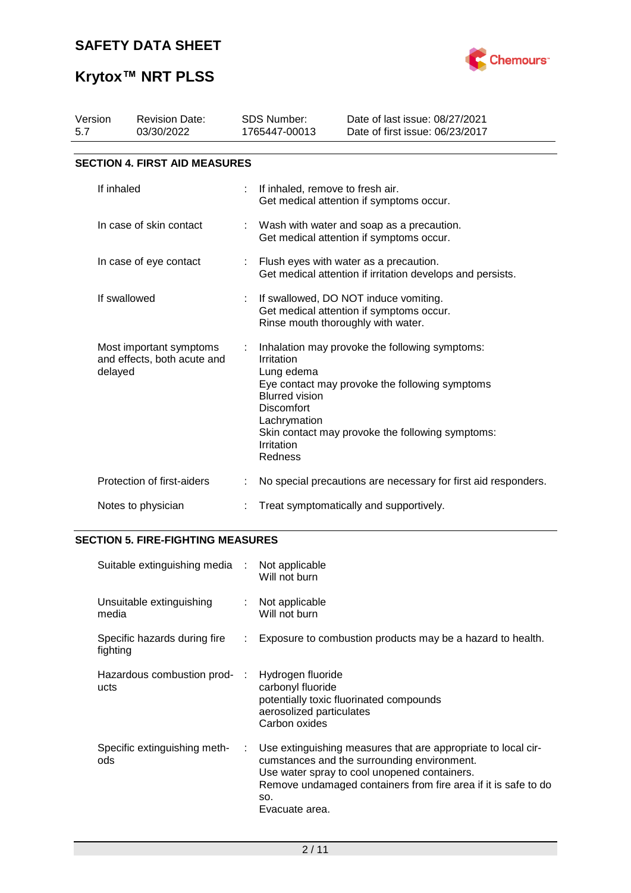## SECTION 4. FIRST AID MEASURES

| | |
|---|---|
| If inhaled | If inhaled, remove to fresh air.<br>Get medical attention if symptoms occur. |
| In case of skin contact | Wash with water and soap as a precaution.<br>Get medical attention if symptoms occur. |
| In case of eye contact | Flush eyes with water as a precaution.<br>Get medical attention if irritation develops and persists. |
| If swallowed | If swallowed, DO NOT induce vomiting.<br>Get medical attention if symptoms occur.<br>Rinse mouth thoroughly with water. |
| Most important symptoms and effects, both acute and delayed | Inhalation may provoke the following symptoms:<br>Irritation<br>Lung edema<br>Eye contact may provoke the following symptoms<br>Blurred vision<br>Discomfort<br>Lachrymation<br>Skin contact may provoke the following symptoms:<br>Irritation<br>Redness |
| Protection of first-aiders | No special precautions are necessary for first aid responders. |
| Notes to physician | Treat symptomatically and supportively. |

## SECTION 5. FIRE-FIGHTING MEASURES

| | |
|---|---|
| Suitable extinguishing media | Not applicable<br>Will not burn |
| Unsuitable extinguishing media | Not applicable<br>Will not burn |
| Specific hazards during fire fighting | Exposure to combustion products may be a hazard to health. |
| Hazardous combustion products | Hydrogen fluoride<br>carbonyl fluoride<br>potentially toxic fluorinated compounds<br>aerosolized particulates<br>Carbon oxides |
| Specific extinguishing methods | Use extinguishing measures that are appropriate to local circumstances and the surrounding environment.<br>Use water spray to cool unopened containers.<br>Remove undamaged containers from fire area if it is safe to do so.<br>Evacuate area. |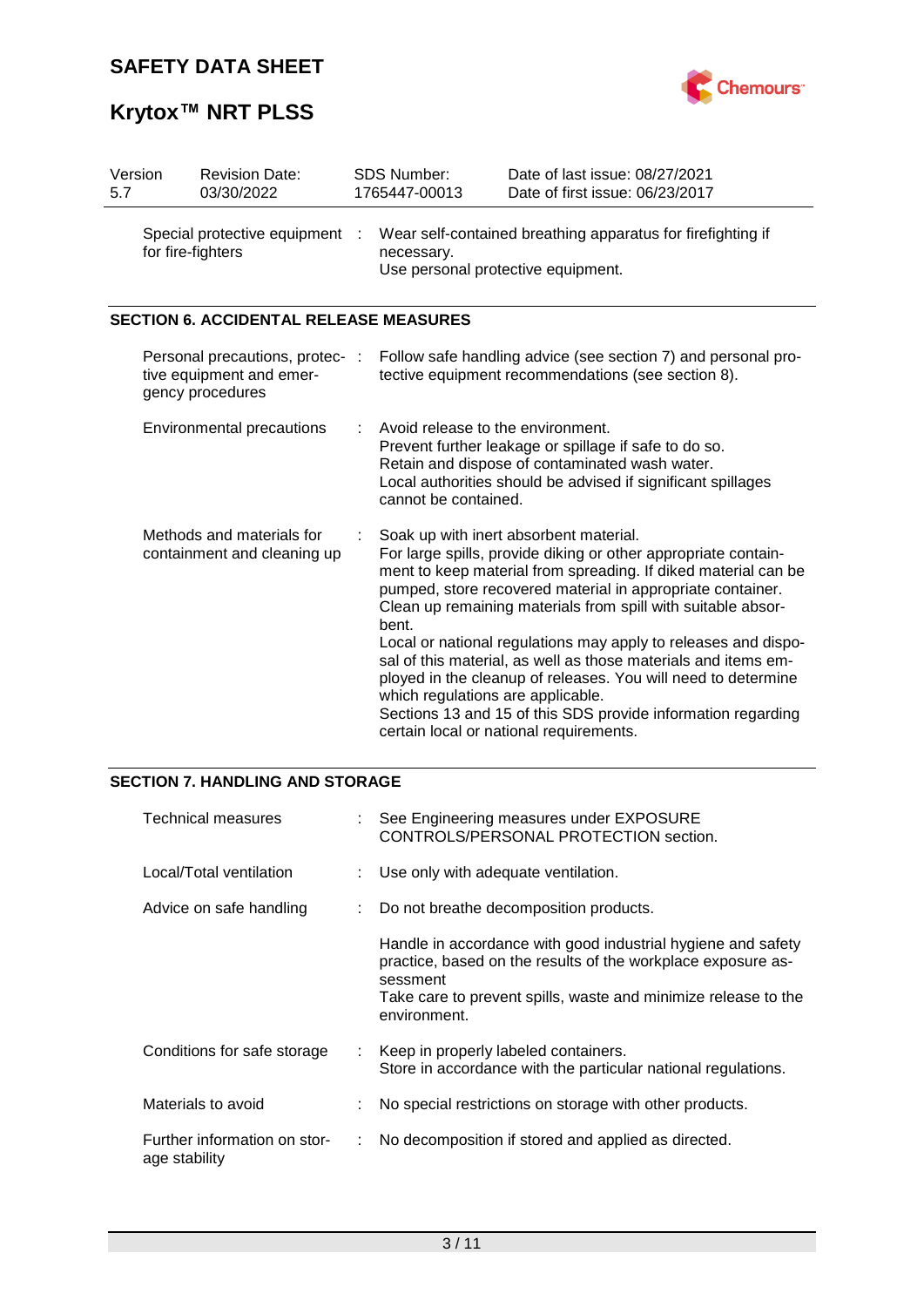| Version | Revision Date: | SDS Number: | Date of last issue: 08/27/2021 |
|---|---|---|---|
| 5.7 | 03/30/2022 | 1765447-00013 | Date of first issue: 06/23/2017 |

Special protective equipment for fire-fighters : Wear self-contained breathing apparatus for firefighting if necessary.
Use personal protective equipment.

## SECTION 6. ACCIDENTAL RELEASE MEASURES

Personal precautions, protective equipment and emergency procedures : Follow safe handling advice (see section 7) and personal protective equipment recommendations (see section 8).

Environmental precautions : Avoid release to the environment.
Prevent further leakage or spillage if safe to do so.
Retain and dispose of contaminated wash water.
Local authorities should be advised if significant spillages cannot be contained.

Methods and materials for containment and cleaning up : Soak up with inert absorbent material.
For large spills, provide diking or other appropriate containment to keep material from spreading. If diked material can be pumped, store recovered material in appropriate container.
Clean up remaining materials from spill with suitable absorbent.
Local or national regulations may apply to releases and disposal of this material, as well as those materials and items employed in the cleanup of releases. You will need to determine which regulations are applicable.
Sections 13 and 15 of this SDS provide information regarding certain local or national requirements.

## SECTION 7. HANDLING AND STORAGE

Technical measures : See Engineering measures under EXPOSURE CONTROLS/PERSONAL PROTECTION section.

Local/Total ventilation : Use only with adequate ventilation.

Advice on safe handling : Do not breathe decomposition products.

Handle in accordance with good industrial hygiene and safety practice, based on the results of the workplace exposure assessment
Take care to prevent spills, waste and minimize release to the environment.

Conditions for safe storage : Keep in properly labeled containers.
Store in accordance with the particular national regulations.

Materials to avoid : No special restrictions on storage with other products.

Further information on storage stability : No decomposition if stored and applied as directed.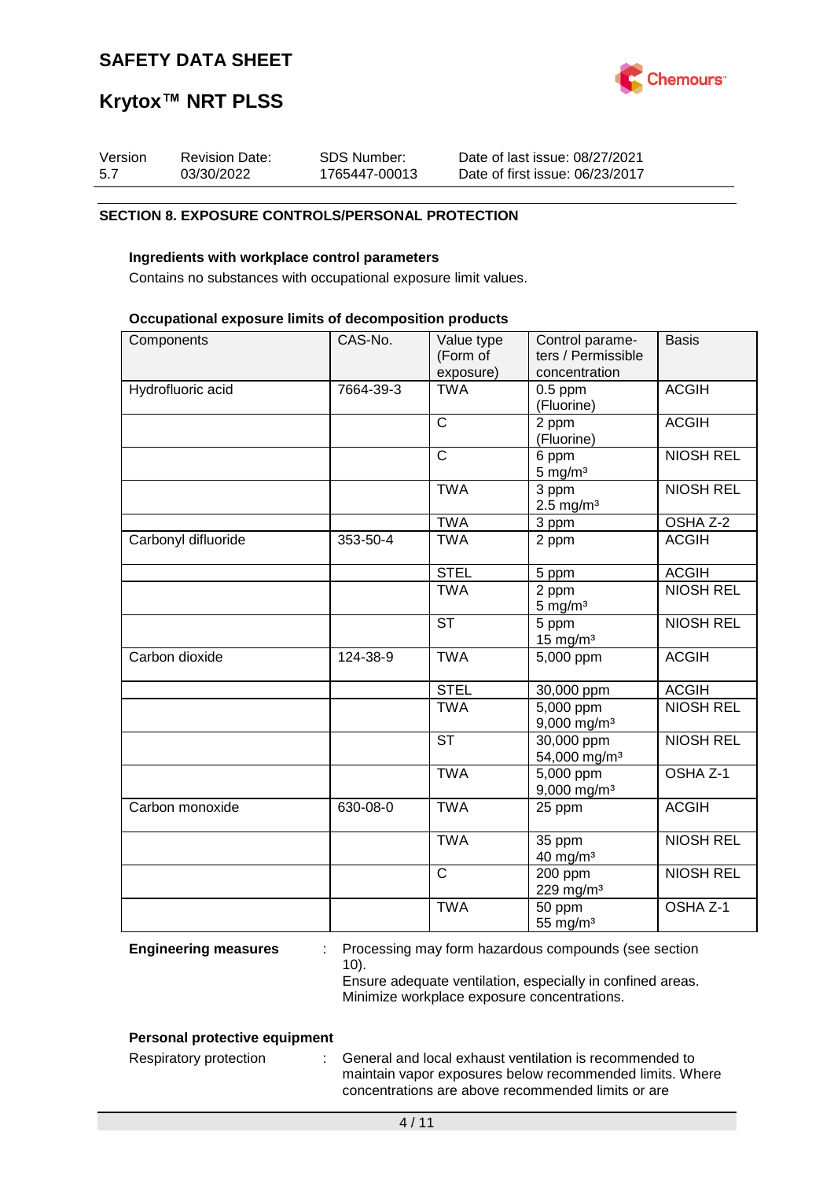## SECTION 8. EXPOSURE CONTROLS/PERSONAL PROTECTION

### Ingredients with workplace control parameters

Contains no substances with occupational exposure limit values.

### Occupational exposure limits of decomposition products

| Components | CAS-No. | Value type (Form of exposure) | Control parameters / Permissible concentration | Basis |
|---|---|---|---|---|
| Hydrofluoric acid | 7664-39-3 | TWA | 0.5 ppm (Fluorine) | ACGIH |
| | | C | 2 ppm (Fluorine) | ACGIH |
| | | C | 6 ppm 5 mg/m³ | NIOSH REL |
| | | TWA | 3 ppm 2.5 mg/m³ | NIOSH REL |
| | | TWA | 3 ppm | OSHA Z-2 |
| Carbonyl difluoride | 353-50-4 | TWA | 2 ppm | ACGIH |
| | | STEL | 5 ppm | ACGIH |
| | | TWA | 2 ppm 5 mg/m³ | NIOSH REL |
| | | ST | 5 ppm 15 mg/m³ | NIOSH REL |
| Carbon dioxide | 124-38-9 | TWA | 5,000 ppm | ACGIH |
| | | STEL | 30,000 ppm | ACGIH |
| | | TWA | 5,000 ppm 9,000 mg/m³ | NIOSH REL |
| | | ST | 30,000 ppm 54,000 mg/m³ | NIOSH REL |
| | | TWA | 5,000 ppm 9,000 mg/m³ | OSHA Z-1 |
| Carbon monoxide | 630-08-0 | TWA | 25 ppm | ACGIH |
| | | TWA | 35 ppm 40 mg/m³ | NIOSH REL |
| | | C | 200 ppm 229 mg/m³ | NIOSH REL |
| | | TWA | 50 ppm 55 mg/m³ | OSHA Z-1 |

**Engineering measures** : Processing may form hazardous compounds (see section 10).
Ensure adequate ventilation, especially in confined areas.
Minimize workplace exposure concentrations.

### Personal protective equipment

Respiratory protection : General and local exhaust ventilation is recommended to maintain vapor exposures below recommended limits. Where concentrations are above recommended limits or are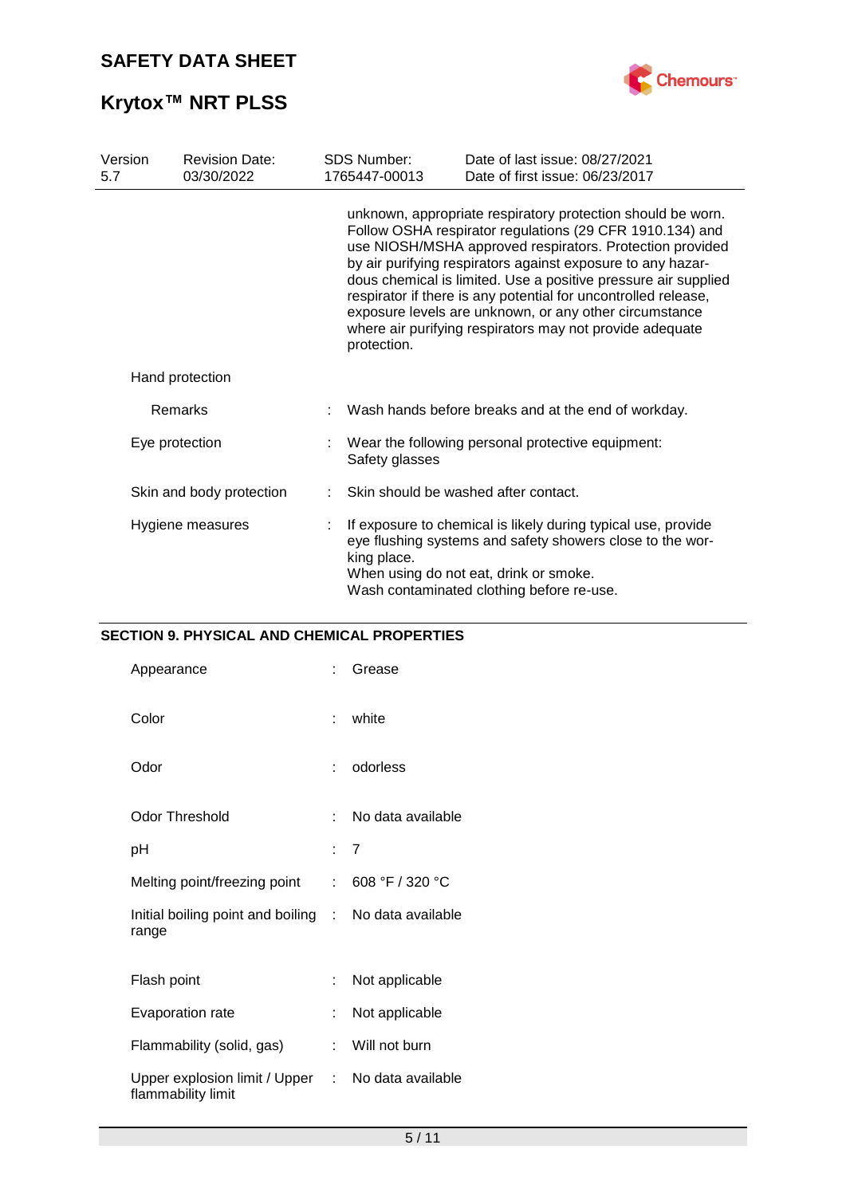| | | |
|---|---|---|
| | | unknown, appropriate respiratory protection should be worn. Follow OSHA respirator regulations (29 CFR 1910.134) and use NIOSH/MSHA approved respirators. Protection provided by air purifying respirators against exposure to any hazardous chemical is limited. Use a positive pressure air supplied respirator if there is any potential for uncontrolled release, exposure levels are unknown, or any other circumstance where air purifying respirators may not provide adequate protection. |
| Hand protection | | |
| Remarks | : | Wash hands before breaks and at the end of workday. |
| Eye protection | : | Wear the following personal protective equipment: Safety glasses |
| Skin and body protection | : | Skin should be washed after contact. |
| Hygiene measures | : | If exposure to chemical is likely during typical use, provide eye flushing systems and safety showers close to the working place. When using do not eat, drink or smoke. Wash contaminated clothing before re-use. |

## SECTION 9. PHYSICAL AND CHEMICAL PROPERTIES

| | | |
|---|---|---|
| Appearance | : | Grease |
| Color | : | white |
| Odor | : | odorless |
| Odor Threshold | : | No data available |
| pH | : | 7 |
| Melting point/freezing point | : | 608 °F / 320 °C |
| Initial boiling point and boiling range | : | No data available |
| Flash point | : | Not applicable |
| Evaporation rate | : | Not applicable |
| Flammability (solid, gas) | : | Will not burn |
| Upper explosion limit / Upper flammability limit | : | No data available |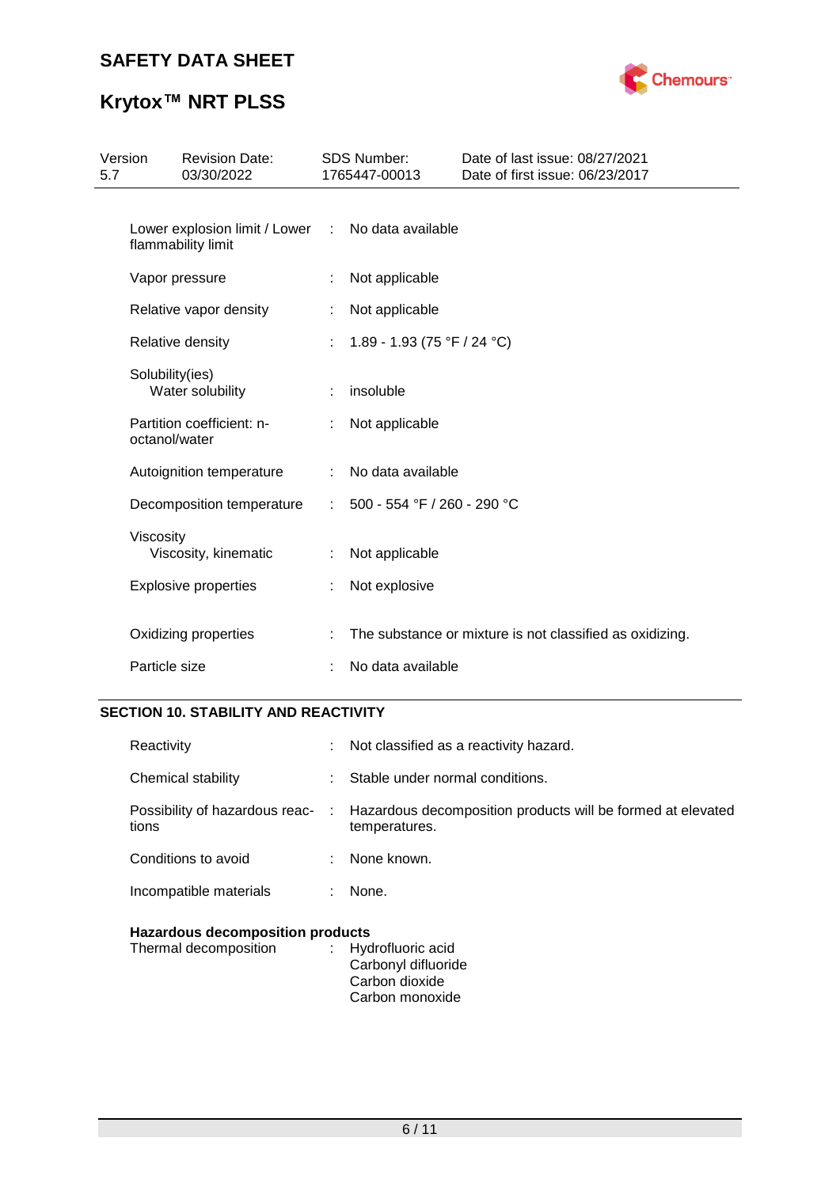| Property | | Value |
|---|---|---|
| Lower explosion limit / Lower flammability limit | : | No data available |
| Vapor pressure | : | Not applicable |
| Relative vapor density | : | Not applicable |
| Relative density | : | 1.89 - 1.93 (75 °F / 24 °C) |
| Solubility(ies) Water solubility | : | insoluble |
| Partition coefficient: n-octanol/water | : | Not applicable |
| Autoignition temperature | : | No data available |
| Decomposition temperature | : | 500 - 554 °F / 260 - 290 °C |
| Viscosity Viscosity, kinematic | : | Not applicable |
| Explosive properties | : | Not explosive |
| Oxidizing properties | : | The substance or mixture is not classified as oxidizing. |
| Particle size | : | No data available |

## SECTION 10. STABILITY AND REACTIVITY

| Property | | Value |
|---|---|---|
| Reactivity | : | Not classified as a reactivity hazard. |
| Chemical stability | : | Stable under normal conditions. |
| Possibility of hazardous reactions | : | Hazardous decomposition products will be formed at elevated temperatures. |
| Conditions to avoid | : | None known. |
| Incompatible materials | : | None. |

**Hazardous decomposition products**

Thermal decomposition : Hydrofluoric acid
Carbonyl difluoride
Carbon dioxide
Carbon monoxide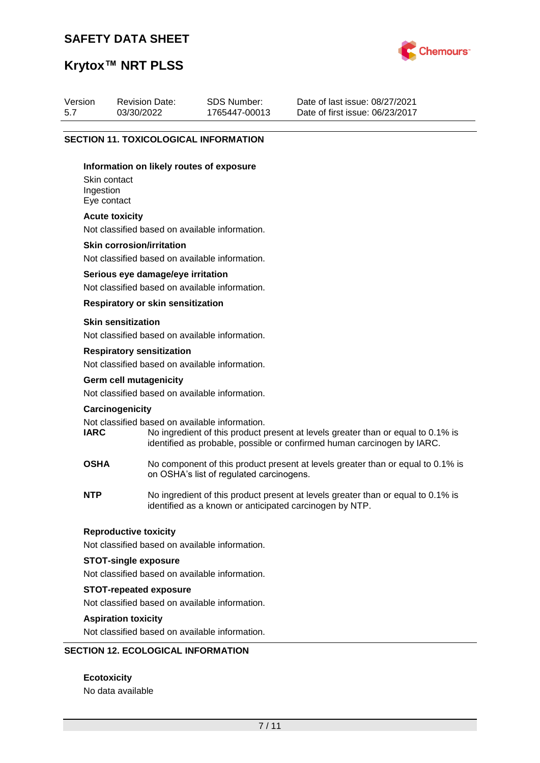## SECTION 11. TOXICOLOGICAL INFORMATION

**Information on likely routes of exposure**

Skin contact
Ingestion
Eye contact

**Acute toxicity**

Not classified based on available information.

**Skin corrosion/irritation**

Not classified based on available information.

**Serious eye damage/eye irritation**

Not classified based on available information.

**Respiratory or skin sensitization**

**Skin sensitization**

Not classified based on available information.

**Respiratory sensitization**

Not classified based on available information.

**Germ cell mutagenicity**

Not classified based on available information.

**Carcinogenicity**

Not classified based on available information.

| | |
|---|---|
| **IARC** | No ingredient of this product present at levels greater than or equal to 0.1% is identified as probable, possible or confirmed human carcinogen by IARC. |
| **OSHA** | No component of this product present at levels greater than or equal to 0.1% is on OSHA's list of regulated carcinogens. |
| **NTP** | No ingredient of this product present at levels greater than or equal to 0.1% is identified as a known or anticipated carcinogen by NTP. |

**Reproductive toxicity**

Not classified based on available information.

**STOT-single exposure**

Not classified based on available information.

**STOT-repeated exposure**

Not classified based on available information.

**Aspiration toxicity**

Not classified based on available information.

## SECTION 12. ECOLOGICAL INFORMATION

**Ecotoxicity**

No data available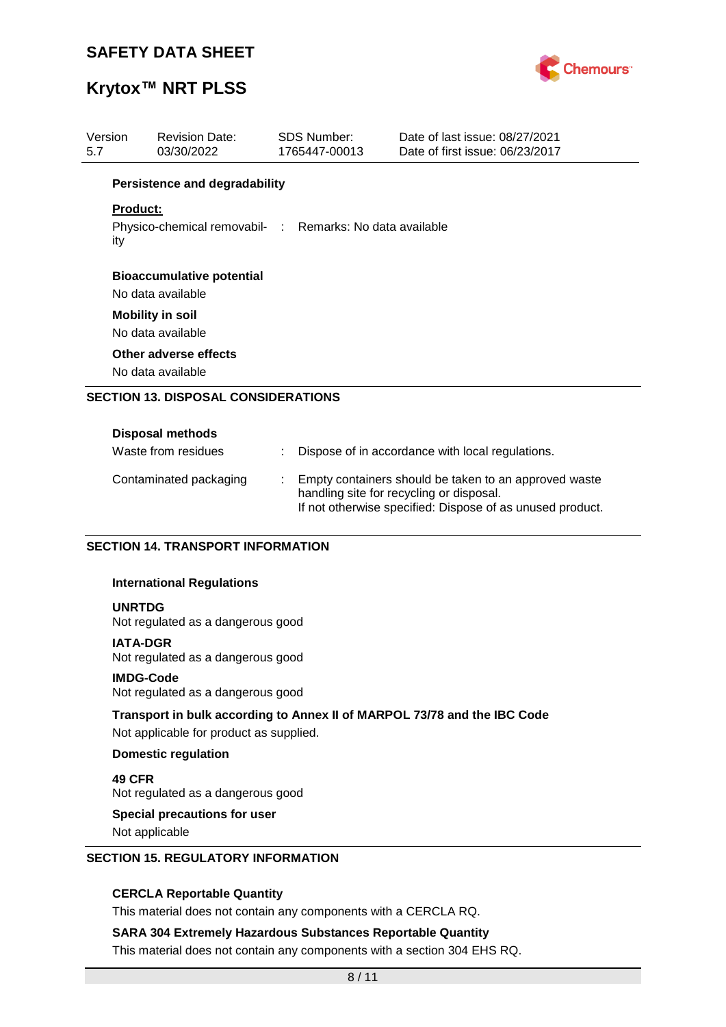**Persistence and degradability**

**Product:**

Physico-chemical removability : Remarks: No data available

**Bioaccumulative potential**

No data available

**Mobility in soil**

No data available

**Other adverse effects**

No data available

## SECTION 13. DISPOSAL CONSIDERATIONS

**Disposal methods**

| | |
|---|---|
| Waste from residues | : Dispose of in accordance with local regulations. |
| Contaminated packaging | : Empty containers should be taken to an approved waste handling site for recycling or disposal. If not otherwise specified: Dispose of as unused product. |

## SECTION 14. TRANSPORT INFORMATION

**International Regulations**

**UNRTDG**
Not regulated as a dangerous good

**IATA-DGR**
Not regulated as a dangerous good

**IMDG-Code**
Not regulated as a dangerous good

**Transport in bulk according to Annex II of MARPOL 73/78 and the IBC Code**

Not applicable for product as supplied.

**Domestic regulation**

**49 CFR**
Not regulated as a dangerous good

**Special precautions for user**

Not applicable

## SECTION 15. REGULATORY INFORMATION

**CERCLA Reportable Quantity**

This material does not contain any components with a CERCLA RQ.

**SARA 304 Extremely Hazardous Substances Reportable Quantity**

This material does not contain any components with a section 304 EHS RQ.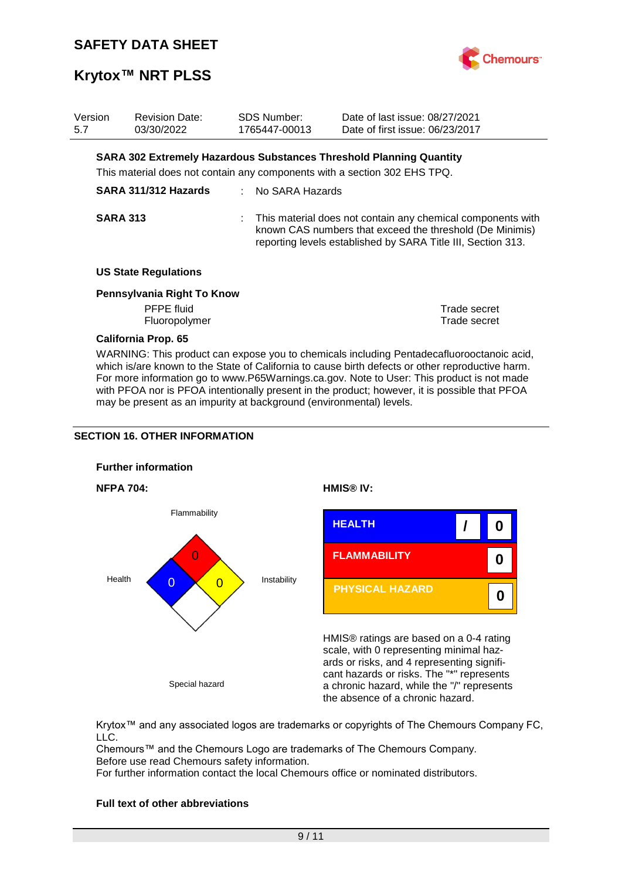| Version | Revision Date: | SDS Number: | Date of last issue: 08/27/2021 |
|---|---|---|---|
| 5.7 | 03/30/2022 | 1765447-00013 | Date of first issue: 06/23/2017 |

**SARA 302 Extremely Hazardous Substances Threshold Planning Quantity**

This material does not contain any components with a section 302 EHS TPQ.

**SARA 311/312 Hazards** : No SARA Hazards

**SARA 313** : This material does not contain any chemical components with known CAS numbers that exceed the threshold (De Minimis) reporting levels established by SARA Title III, Section 313.

**US State Regulations**

**Pennsylvania Right To Know**

| | |
|---|---|
| PFPE fluid | Trade secret |
| Fluoropolymer | Trade secret |

**California Prop. 65**

WARNING: This product can expose you to chemicals including Pentadecafluorooctanoic acid, which is/are known to the State of California to cause birth defects or other reproductive harm. For more information go to www.P65Warnings.ca.gov. Note to User: This product is not made with PFOA nor is PFOA intentionally present in the product; however, it is possible that PFOA may be present as an impurity at background (environmental) levels.

## SECTION 16. OTHER INFORMATION

**Further information**

**NFPA 704:**

| | |
|---|---|
| Flammability | 0 |
| Health | 0 |
| Instability | 0 |
| Special hazard | |

**HMIS® IV:**

| | | |
|---|---|---|
| HEALTH | / | 0 |
| FLAMMABILITY | | 0 |
| PHYSICAL HAZARD | | 0 |

HMIS® ratings are based on a 0-4 rating scale, with 0 representing minimal hazards or risks, and 4 representing significant hazards or risks. The "*" represents a chronic hazard, while the "/" represents the absence of a chronic hazard.

Krytox™ and any associated logos are trademarks or copyrights of The Chemours Company FC, LLC.
Chemours™ and the Chemours Logo are trademarks of The Chemours Company.
Before use read Chemours safety information.
For further information contact the local Chemours office or nominated distributors.

**Full text of other abbreviations**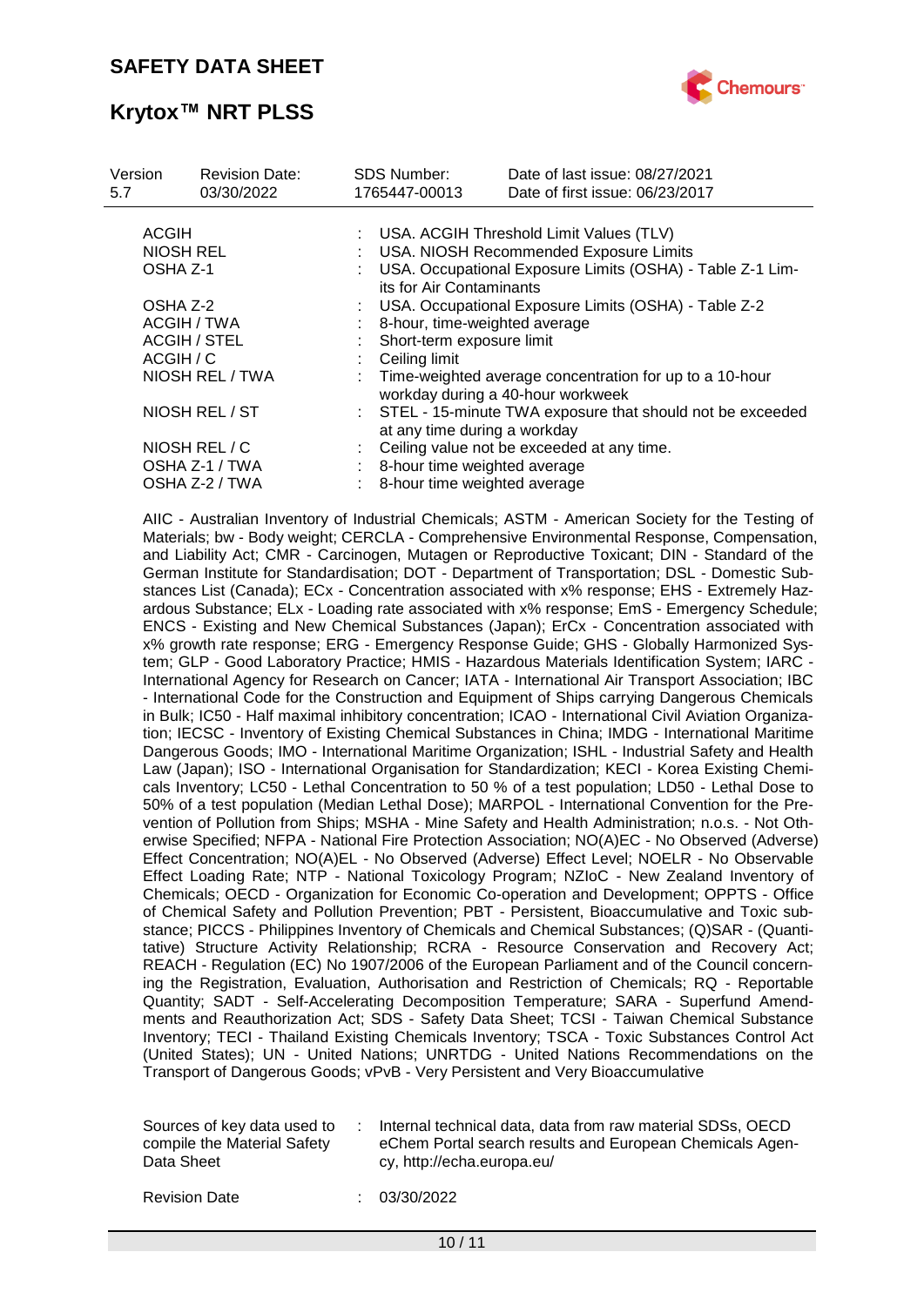| Version | Revision Date: | SDS Number: | Date of last issue: 08/27/2021 |
|---|---|---|---|
| 5.7 | 03/30/2022 | 1765447-00013 | Date of first issue: 06/23/2017 |

| | | |
|---|---|---|
| ACGIH | : | USA. ACGIH Threshold Limit Values (TLV) |
| NIOSH REL | : | USA. NIOSH Recommended Exposure Limits |
| OSHA Z-1 | : | USA. Occupational Exposure Limits (OSHA) - Table Z-1 Limits for Air Contaminants |
| OSHA Z-2 | : | USA. Occupational Exposure Limits (OSHA) - Table Z-2 |
| ACGIH / TWA | : | 8-hour, time-weighted average |
| ACGIH / STEL | : | Short-term exposure limit |
| ACGIH / C | : | Ceiling limit |
| NIOSH REL / TWA | : | Time-weighted average concentration for up to a 10-hour workday during a 40-hour workweek |
| NIOSH REL / ST | : | STEL - 15-minute TWA exposure that should not be exceeded at any time during a workday |
| NIOSH REL / C | : | Ceiling value not be exceeded at any time. |
| OSHA Z-1 / TWA | : | 8-hour time weighted average |
| OSHA Z-2 / TWA | : | 8-hour time weighted average |

AIIC - Australian Inventory of Industrial Chemicals; ASTM - American Society for the Testing of Materials; bw - Body weight; CERCLA - Comprehensive Environmental Response, Compensation, and Liability Act; CMR - Carcinogen, Mutagen or Reproductive Toxicant; DIN - Standard of the German Institute for Standardisation; DOT - Department of Transportation; DSL - Domestic Substances List (Canada); ECx - Concentration associated with x% response; EHS - Extremely Hazardous Substance; ELx - Loading rate associated with x% response; EmS - Emergency Schedule; ENCS - Existing and New Chemical Substances (Japan); ErCx - Concentration associated with x% growth rate response; ERG - Emergency Response Guide; GHS - Globally Harmonized System; GLP - Good Laboratory Practice; HMIS - Hazardous Materials Identification System; IARC - International Agency for Research on Cancer; IATA - International Air Transport Association; IBC - International Code for the Construction and Equipment of Ships carrying Dangerous Chemicals in Bulk; IC50 - Half maximal inhibitory concentration; ICAO - International Civil Aviation Organization; IECSC - Inventory of Existing Chemical Substances in China; IMDG - International Maritime Dangerous Goods; IMO - International Maritime Organization; ISHL - Industrial Safety and Health Law (Japan); ISO - International Organisation for Standardization; KECI - Korea Existing Chemicals Inventory; LC50 - Lethal Concentration to 50 % of a test population; LD50 - Lethal Dose to 50% of a test population (Median Lethal Dose); MARPOL - International Convention for the Prevention of Pollution from Ships; MSHA - Mine Safety and Health Administration; n.o.s. - Not Otherwise Specified; NFPA - National Fire Protection Association; NO(A)EC - No Observed (Adverse) Effect Concentration; NO(A)EL - No Observed (Adverse) Effect Level; NOELR - No Observable Effect Loading Rate; NTP - National Toxicology Program; NZIoC - New Zealand Inventory of Chemicals; OECD - Organization for Economic Co-operation and Development; OPPTS - Office of Chemical Safety and Pollution Prevention; PBT - Persistent, Bioaccumulative and Toxic substance; PICCS - Philippines Inventory of Chemicals and Chemical Substances; (Q)SAR - (Quantitative) Structure Activity Relationship; RCRA - Resource Conservation and Recovery Act; REACH - Regulation (EC) No 1907/2006 of the European Parliament and of the Council concerning the Registration, Evaluation, Authorisation and Restriction of Chemicals; RQ - Reportable Quantity; SADT - Self-Accelerating Decomposition Temperature; SARA - Superfund Amendments and Reauthorization Act; SDS - Safety Data Sheet; TCSI - Taiwan Chemical Substance Inventory; TECI - Thailand Existing Chemicals Inventory; TSCA - Toxic Substances Control Act (United States); UN - United Nations; UNRTDG - United Nations Recommendations on the Transport of Dangerous Goods; vPvB - Very Persistent and Very Bioaccumulative

| | | |
|---|---|---|
| Sources of key data used to compile the Material Safety Data Sheet | : | Internal technical data, data from raw material SDSs, OECD eChem Portal search results and European Chemicals Agency, http://echa.europa.eu/ |
| Revision Date | : | 03/30/2022 |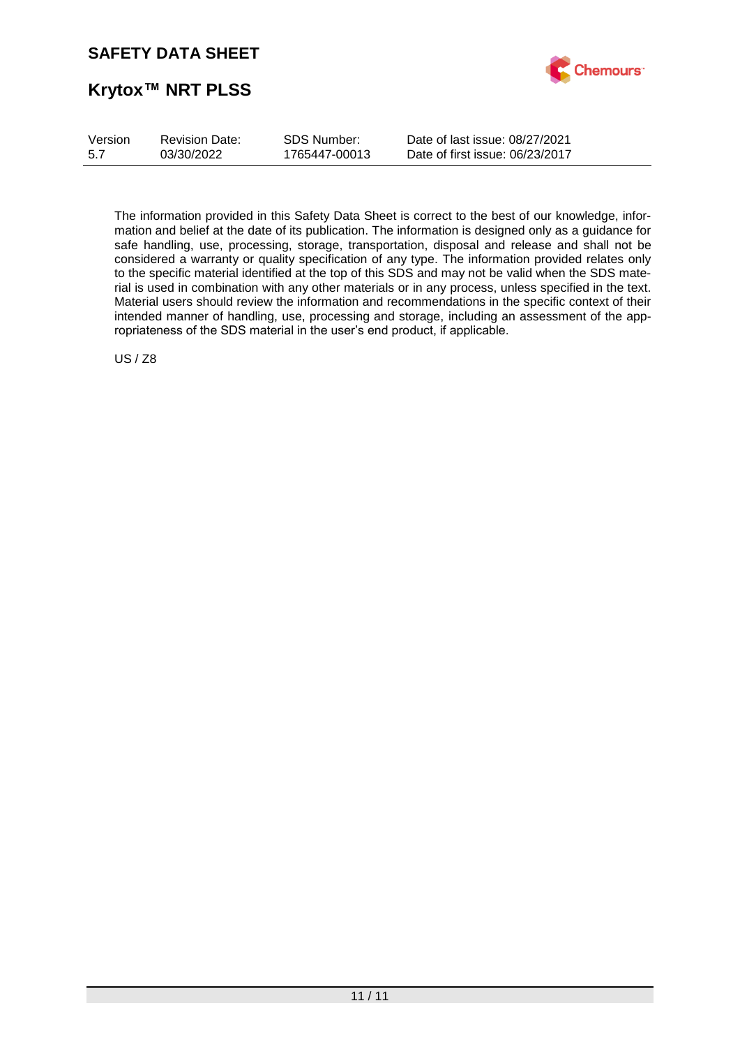The information provided in this Safety Data Sheet is correct to the best of our knowledge, information and belief at the date of its publication. The information is designed only as a guidance for safe handling, use, processing, storage, transportation, disposal and release and shall not be considered a warranty or quality specification of any type. The information provided relates only to the specific material identified at the top of this SDS and may not be valid when the SDS material is used in combination with any other materials or in any process, unless specified in the text. Material users should review the information and recommendations in the specific context of their intended manner of handling, use, processing and storage, including an assessment of the appropriateness of the SDS material in the user's end product, if applicable.

US / Z8